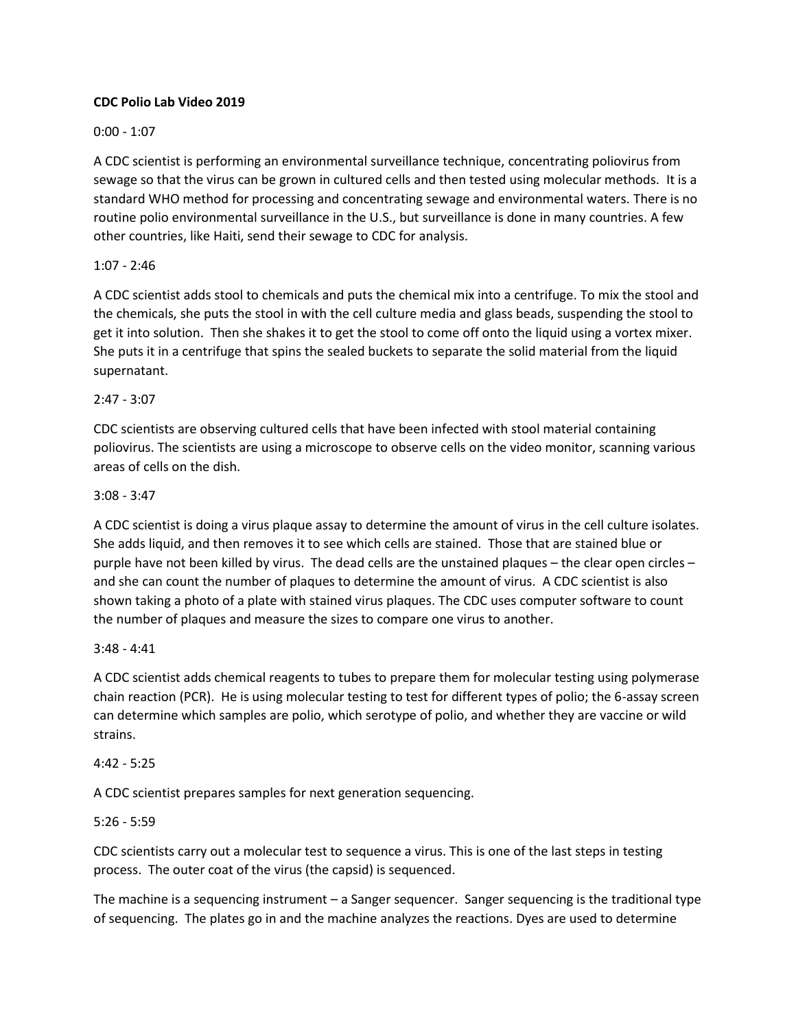**CDC Polio Lab Video 2019**

0:00 - 1:07

A CDC scientist is performing an environmental surveillance technique, concentrating poliovirus from sewage so that the virus can be grown in cultured cells and then tested using molecular methods. It is a standard WHO method for processing and concentrating sewage and environmental waters. There is no routine polio environmental surveillance in the U.S., but surveillance is done in many countries. A few other countries, like Haiti, send their sewage to CDC for analysis.

1:07 - 2:46

A CDC scientist adds stool to chemicals and puts the chemical mix into a centrifuge. To mix the stool and the chemicals, she puts the stool in with the cell culture media and glass beads, suspending the stool to get it into solution. Then she shakes it to get the stool to come off onto the liquid using a vortex mixer. She puts it in a centrifuge that spins the sealed buckets to separate the solid material from the liquid supernatant.

2:47 - 3:07

CDC scientists are observing cultured cells that have been infected with stool material containing poliovirus. The scientists are using a microscope to observe cells on the video monitor, scanning various areas of cells on the dish.

3:08 - 3:47

A CDC scientist is doing a virus plaque assay to determine the amount of virus in the cell culture isolates. She adds liquid, and then removes it to see which cells are stained. Those that are stained blue or purple have not been killed by virus. The dead cells are the unstained plaques – the clear open circles – and she can count the number of plaques to determine the amount of virus. A CDC scientist is also shown taking a photo of a plate with stained virus plaques. The CDC uses computer software to count the number of plaques and measure the sizes to compare one virus to another.

3:48 - 4:41

A CDC scientist adds chemical reagents to tubes to prepare them for molecular testing using polymerase chain reaction (PCR). He is using molecular testing to test for different types of polio; the 6-assay screen can determine which samples are polio, which serotype of polio, and whether they are vaccine or wild strains.

4:42 - 5:25

A CDC scientist prepares samples for next generation sequencing.

5:26 - 5:59

CDC scientists carry out a molecular test to sequence a virus. This is one of the last steps in testing process. The outer coat of the virus (the capsid) is sequenced.

The machine is a sequencing instrument – a Sanger sequencer. Sanger sequencing is the traditional type of sequencing. The plates go in and the machine analyzes the reactions. Dyes are used to determine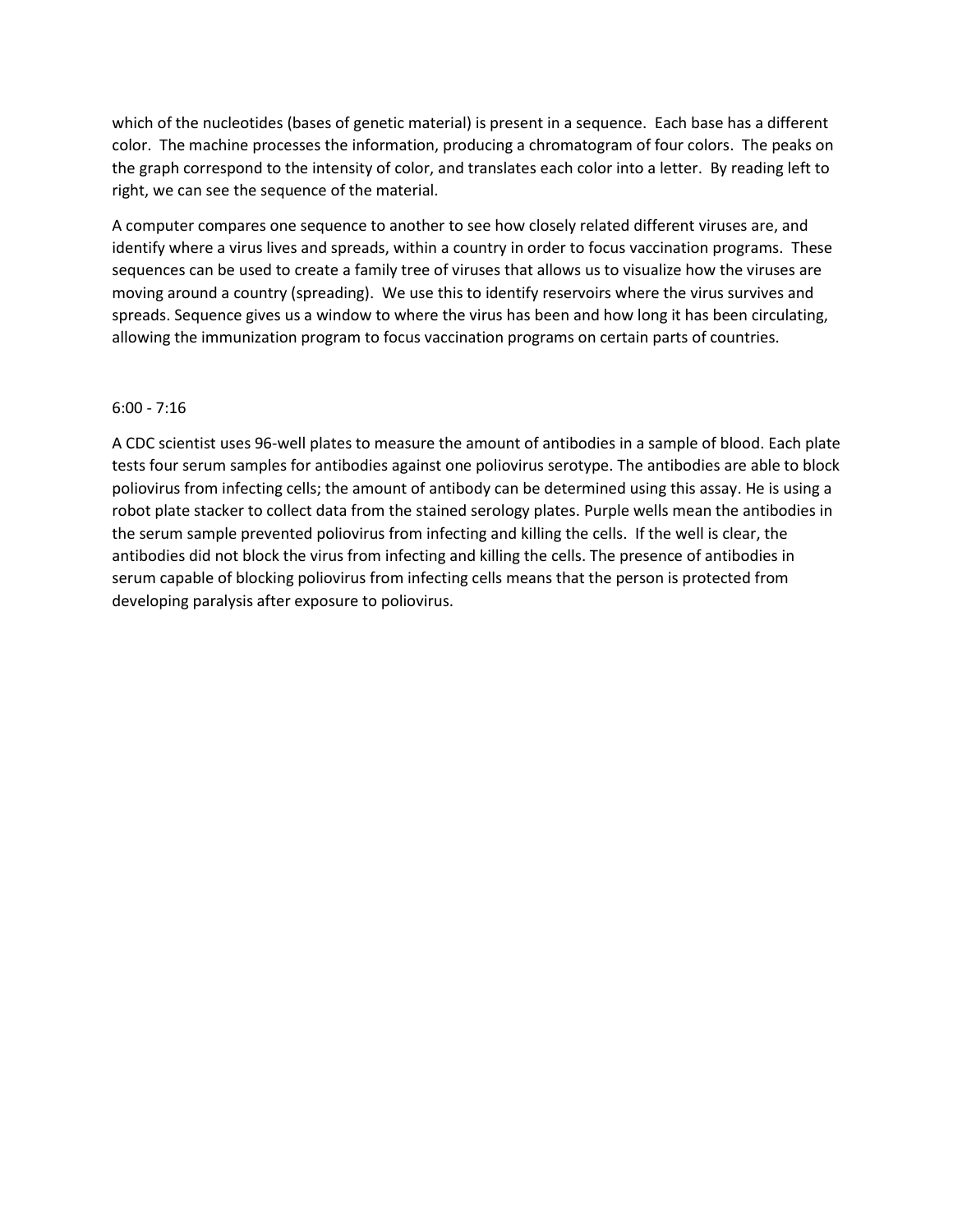which of the nucleotides (bases of genetic material) is present in a sequence. Each base has a different color. The machine processes the information, producing a chromatogram of four colors. The peaks on the graph correspond to the intensity of color, and translates each color into a letter. By reading left to right, we can see the sequence of the material.

A computer compares one sequence to another to see how closely related different viruses are, and identify where a virus lives and spreads, within a country in order to focus vaccination programs. These sequences can be used to create a family tree of viruses that allows us to visualize how the viruses are moving around a country (spreading). We use this to identify reservoirs where the virus survives and spreads. Sequence gives us a window to where the virus has been and how long it has been circulating, allowing the immunization program to focus vaccination programs on certain parts of countries.

6:00 - 7:16

A CDC scientist uses 96-well plates to measure the amount of antibodies in a sample of blood. Each plate tests four serum samples for antibodies against one poliovirus serotype. The antibodies are able to block poliovirus from infecting cells; the amount of antibody can be determined using this assay. He is using a robot plate stacker to collect data from the stained serology plates. Purple wells mean the antibodies in the serum sample prevented poliovirus from infecting and killing the cells. If the well is clear, the antibodies did not block the virus from infecting and killing the cells. The presence of antibodies in serum capable of blocking poliovirus from infecting cells means that the person is protected from developing paralysis after exposure to poliovirus.